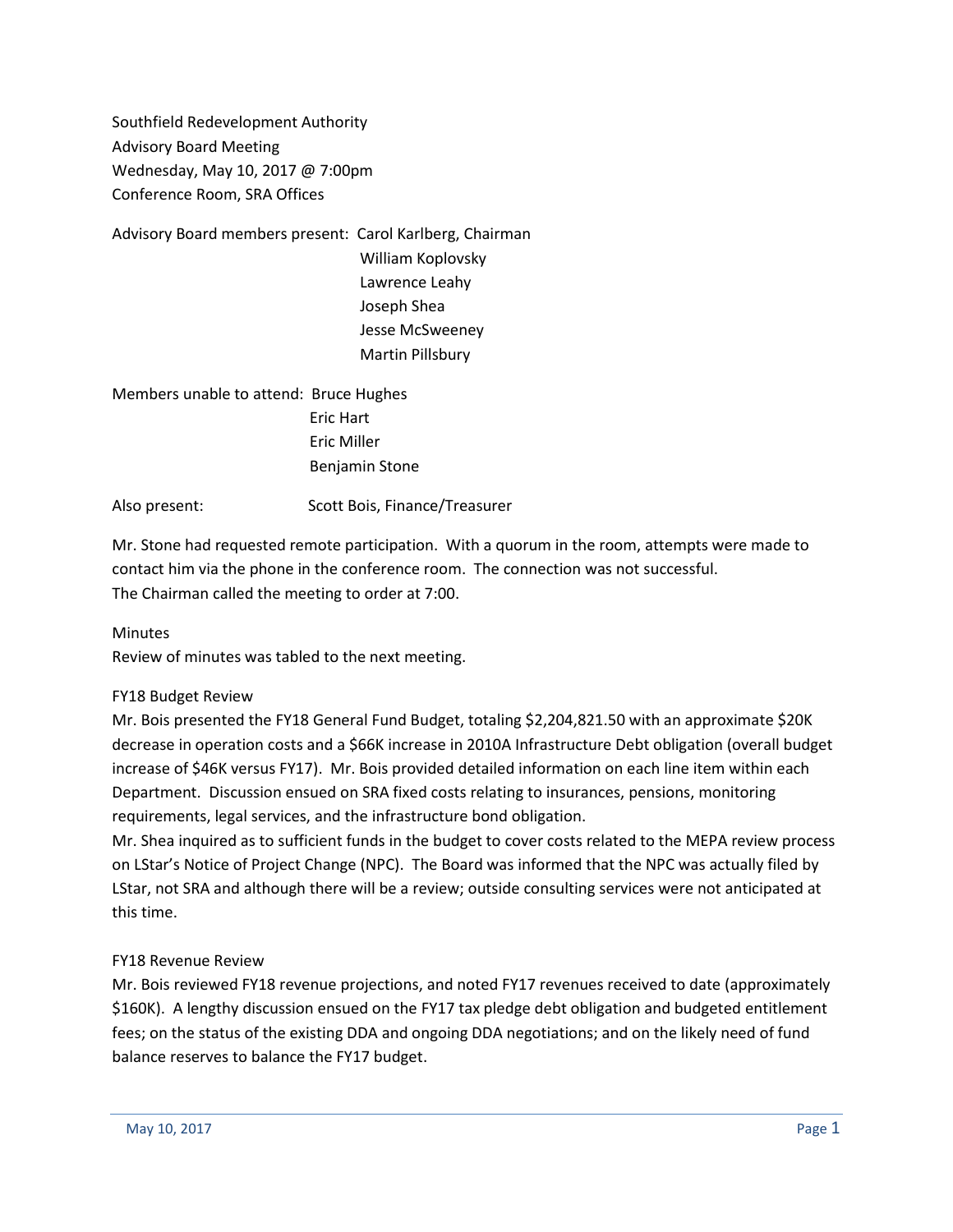Southfield Redevelopment Authority
Advisory Board Meeting
Wednesday, May 10, 2017 @ 7:00pm
Conference Room, SRA Offices

Advisory Board members present: Carol Karlberg, Chairman
William Koplovsky
Lawrence Leahy
Joseph Shea
Jesse McSweeney
Martin Pillsbury

Members unable to attend: Bruce Hughes
Eric Hart
Eric Miller
Benjamin Stone

Also present: Scott Bois, Finance/Treasurer

Mr. Stone had requested remote participation. With a quorum in the room, attempts were made to contact him via the phone in the conference room. The connection was not successful.
The Chairman called the meeting to order at 7:00.

Minutes
Review of minutes was tabled to the next meeting.

FY18 Budget Review
Mr. Bois presented the FY18 General Fund Budget, totaling $2,204,821.50 with an approximate $20K decrease in operation costs and a $66K increase in 2010A Infrastructure Debt obligation (overall budget increase of $46K versus FY17). Mr. Bois provided detailed information on each line item within each Department. Discussion ensued on SRA fixed costs relating to insurances, pensions, monitoring requirements, legal services, and the infrastructure bond obligation.
Mr. Shea inquired as to sufficient funds in the budget to cover costs related to the MEPA review process on LStar's Notice of Project Change (NPC). The Board was informed that the NPC was actually filed by LStar, not SRA and although there will be a review; outside consulting services were not anticipated at this time.

FY18 Revenue Review
Mr. Bois reviewed FY18 revenue projections, and noted FY17 revenues received to date (approximately $160K). A lengthy discussion ensued on the FY17 tax pledge debt obligation and budgeted entitlement fees; on the status of the existing DDA and ongoing DDA negotiations; and on the likely need of fund balance reserves to balance the FY17 budget.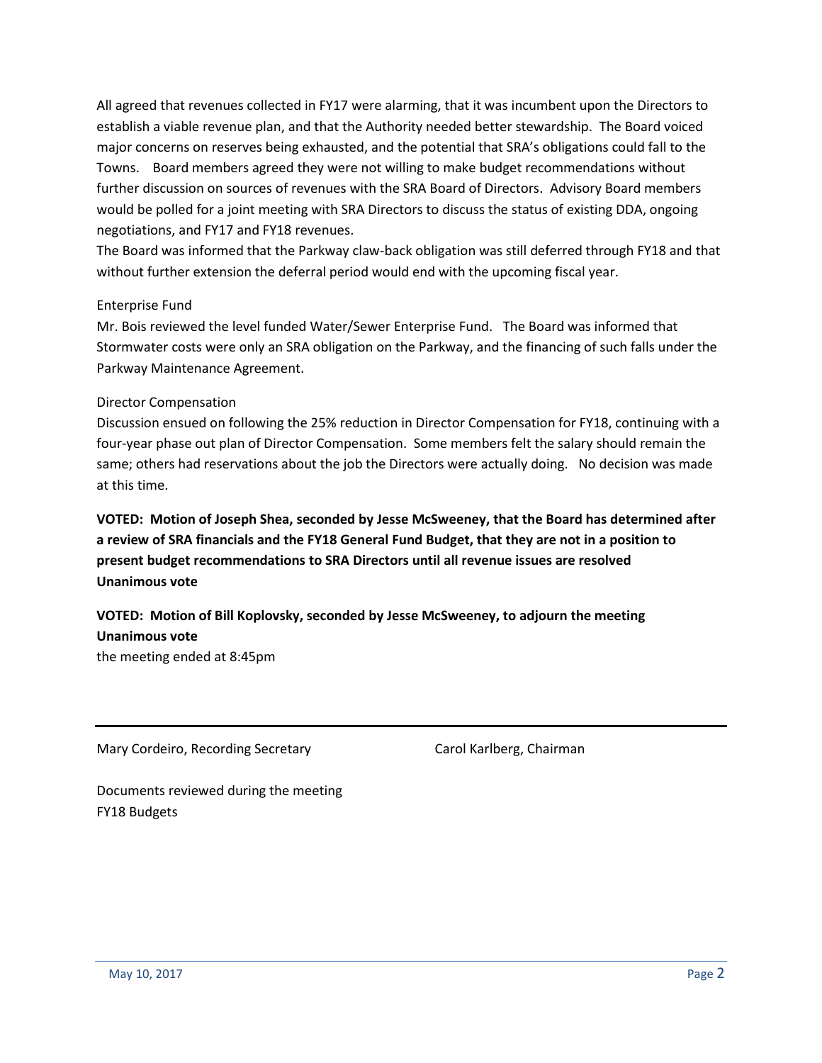All agreed that revenues collected in FY17 were alarming, that it was incumbent upon the Directors to establish a viable revenue plan, and that the Authority needed better stewardship. The Board voiced major concerns on reserves being exhausted, and the potential that SRA's obligations could fall to the Towns. Board members agreed they were not willing to make budget recommendations without further discussion on sources of revenues with the SRA Board of Directors. Advisory Board members would be polled for a joint meeting with SRA Directors to discuss the status of existing DDA, ongoing negotiations, and FY17 and FY18 revenues.

The Board was informed that the Parkway claw-back obligation was still deferred through FY18 and that without further extension the deferral period would end with the upcoming fiscal year.

Enterprise Fund

Mr. Bois reviewed the level funded Water/Sewer Enterprise Fund. The Board was informed that Stormwater costs were only an SRA obligation on the Parkway, and the financing of such falls under the Parkway Maintenance Agreement.

Director Compensation

Discussion ensued on following the 25% reduction in Director Compensation for FY18, continuing with a four-year phase out plan of Director Compensation. Some members felt the salary should remain the same; others had reservations about the job the Directors were actually doing. No decision was made at this time.

**VOTED: Motion of Joseph Shea, seconded by Jesse McSweeney, that the Board has determined after a review of SRA financials and the FY18 General Fund Budget, that they are not in a position to present budget recommendations to SRA Directors until all revenue issues are resolved**
**Unanimous vote**

**VOTED: Motion of Bill Koplovsky, seconded by Jesse McSweeney, to adjourn the meeting**
**Unanimous vote**
the meeting ended at 8:45pm

---

Mary Cordeiro, Recording Secretary

Carol Karlberg, Chairman

Documents reviewed during the meeting
FY18 Budgets